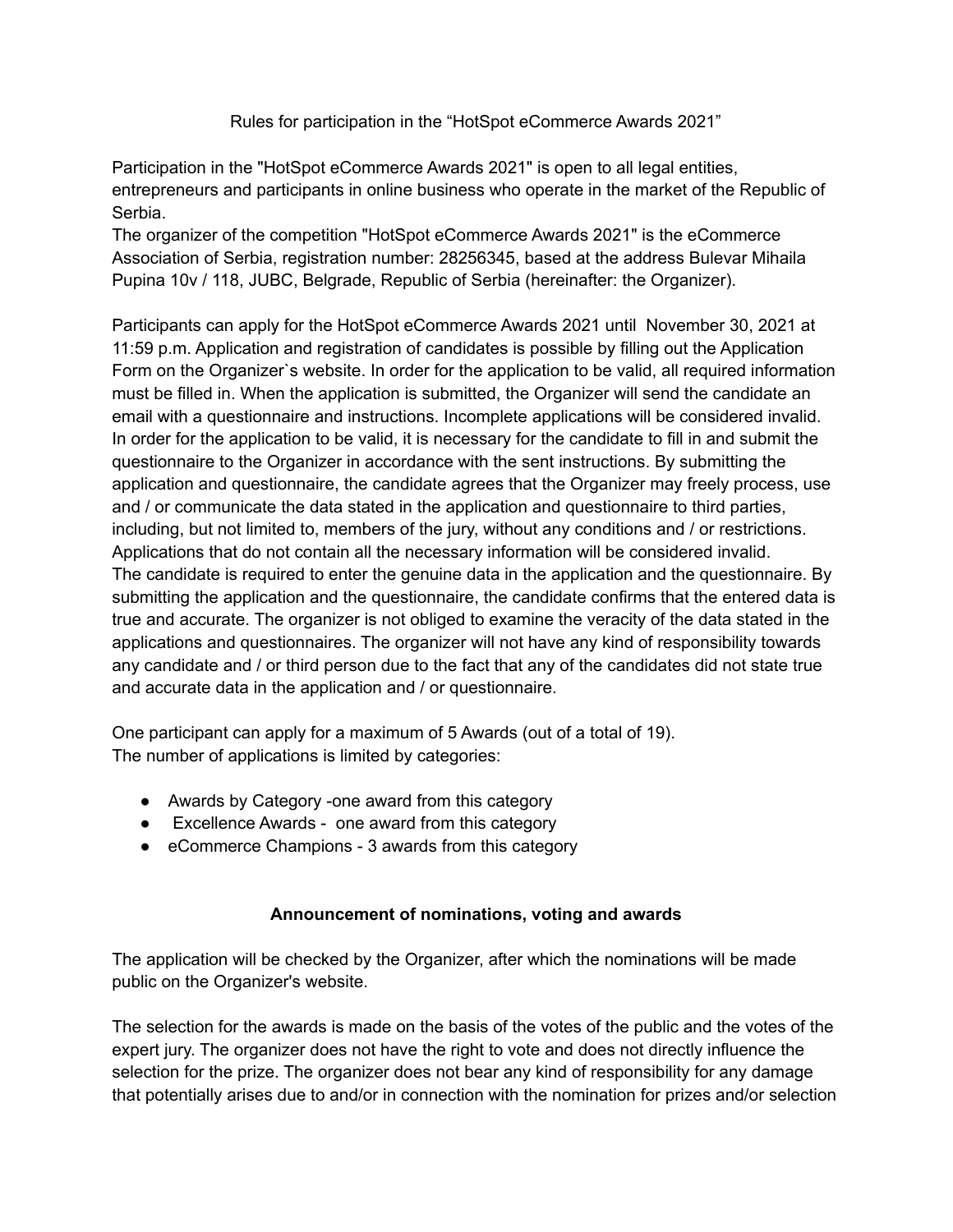# Rules for participation in the “HotSpot eCommerce Awards 2021”

Participation in the "HotSpot eCommerce Awards 2021" is open to all legal entities, entrepreneurs and participants in online business who operate in the market of the Republic of Serbia.

The organizer of the competition "HotSpot eCommerce Awards 2021" is the eCommerce Association of Serbia, registration number: 28256345, based at the address Bulevar Mihaila Pupina 10v / 118, JUBC, Belgrade, Republic of Serbia (hereinafter: the Organizer).

Participants can apply for the HotSpot eCommerce Awards 2021 until November 30, 2021 at 11:59 p.m. Application and registration of candidates is possible by filling out the Application Form on the Organizer`s website. In order for the application to be valid, all required information must be filled in. When the application is submitted, the Organizer will send the candidate an email with a questionnaire and instructions. Incomplete applications will be considered invalid. In order for the application to be valid, it is necessary for the candidate to fill in and submit the questionnaire to the Organizer in accordance with the sent instructions. By submitting the application and questionnaire, the candidate agrees that the Organizer may freely process, use and / or communicate the data stated in the application and questionnaire to third parties, including, but not limited to, members of the jury, without any conditions and / or restrictions. Applications that do not contain all the necessary information will be considered invalid.

The candidate is required to enter the genuine data in the application and the questionnaire. By submitting the application and the questionnaire, the candidate confirms that the entered data is true and accurate. The organizer is not obliged to examine the veracity of the data stated in the applications and questionnaires. The organizer will not have any kind of responsibility towards any candidate and / or third person due to the fact that any of the candidates did not state true and accurate data in the application and / or questionnaire.

One participant can apply for a maximum of 5 Awards (out of a total of 19).
The number of applications is limited by categories:

- Awards by Category -one award from this category
- Excellence Awards - one award from this category
- eCommerce Champions - 3 awards from this category

## Announcement of nominations, voting and awards

The application will be checked by the Organizer, after which the nominations will be made public on the Organizer's website.

The selection for the awards is made on the basis of the votes of the public and the votes of the expert jury. The organizer does not have the right to vote and does not directly influence the selection for the prize. The organizer does not bear any kind of responsibility for any damage that potentially arises due to and/or in connection with the nomination for prizes and/or selection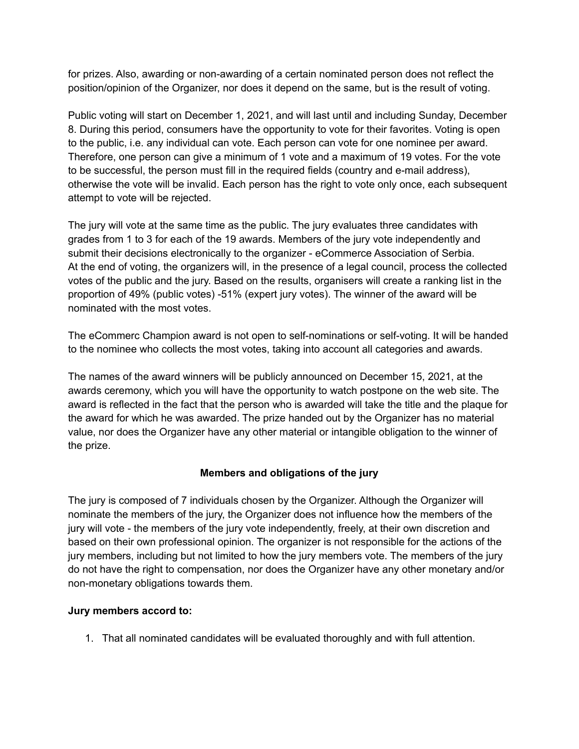for prizes. Also, awarding or non-awarding of a certain nominated person does not reflect the position/opinion of the Organizer, nor does it depend on the same, but is the result of voting.

Public voting will start on December 1, 2021, and will last until and including Sunday, December 8. During this period, consumers have the opportunity to vote for their favorites. Voting is open to the public, i.e. any individual can vote. Each person can vote for one nominee per award. Therefore, one person can give a minimum of 1 vote and a maximum of 19 votes. For the vote to be successful, the person must fill in the required fields (country and e-mail address), otherwise the vote will be invalid. Each person has the right to vote only once, each subsequent attempt to vote will be rejected.

The jury will vote at the same time as the public. The jury evaluates three candidates with grades from 1 to 3 for each of the 19 awards. Members of the jury vote independently and submit their decisions electronically to the organizer - eCommerce Association of Serbia. At the end of voting, the organizers will, in the presence of a legal council, process the collected votes of the public and the jury. Based on the results, organisers will create a ranking list in the proportion of 49% (public votes) -51% (expert jury votes). The winner of the award will be nominated with the most votes.

The eCommerc Champion award is not open to self-nominations or self-voting. It will be handed to the nominee who collects the most votes, taking into account all categories and awards.

The names of the award winners will be publicly announced on December 15, 2021, at the awards ceremony, which you will have the opportunity to watch postpone on the web site. The award is reflected in the fact that the person who is awarded will take the title and the plaque for the award for which he was awarded. The prize handed out by the Organizer has no material value, nor does the Organizer have any other material or intangible obligation to the winner of the prize.

## Members and obligations of the jury

The jury is composed of 7 individuals chosen by the Organizer. Although the Organizer will nominate the members of the jury, the Organizer does not influence how the members of the jury will vote - the members of the jury vote independently, freely, at their own discretion and based on their own professional opinion. The organizer is not responsible for the actions of the jury members, including but not limited to how the jury members vote. The members of the jury do not have the right to compensation, nor does the Organizer have any other monetary and/or non-monetary obligations towards them.

**Jury members accord to:**

1. That all nominated candidates will be evaluated thoroughly and with full attention.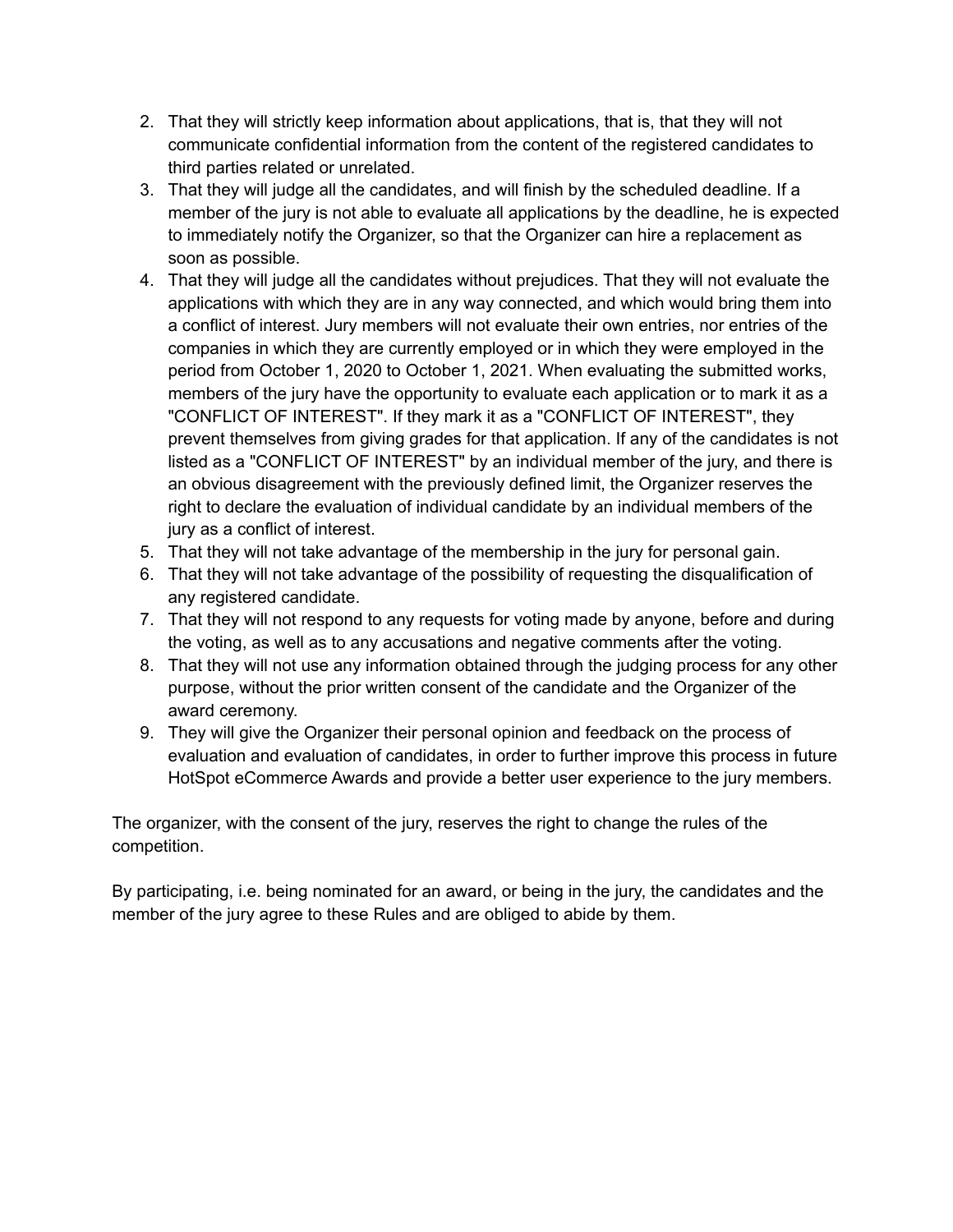2. That they will strictly keep information about applications, that is, that they will not communicate confidential information from the content of the registered candidates to third parties related or unrelated.
3. That they will judge all the candidates, and will finish by the scheduled deadline. If a member of the jury is not able to evaluate all applications by the deadline, he is expected to immediately notify the Organizer, so that the Organizer can hire a replacement as soon as possible.
4. That they will judge all the candidates without prejudices. That they will not evaluate the applications with which they are in any way connected, and which would bring them into a conflict of interest. Jury members will not evaluate their own entries, nor entries of the companies in which they are currently employed or in which they were employed in the period from October 1, 2020 to October 1, 2021. When evaluating the submitted works, members of the jury have the opportunity to evaluate each application or to mark it as a "CONFLICT OF INTEREST". If they mark it as a "CONFLICT OF INTEREST", they prevent themselves from giving grades for that application. If any of the candidates is not listed as a "CONFLICT OF INTEREST" by an individual member of the jury, and there is an obvious disagreement with the previously defined limit, the Organizer reserves the right to declare the evaluation of individual candidate by an individual members of the jury as a conflict of interest.
5. That they will not take advantage of the membership in the jury for personal gain.
6. That they will not take advantage of the possibility of requesting the disqualification of any registered candidate.
7. That they will not respond to any requests for voting made by anyone, before and during the voting, as well as to any accusations and negative comments after the voting.
8. That they will not use any information obtained through the judging process for any other purpose, without the prior written consent of the candidate and the Organizer of the award ceremony.
9. They will give the Organizer their personal opinion and feedback on the process of evaluation and evaluation of candidates, in order to further improve this process in future HotSpot eCommerce Awards and provide a better user experience to the jury members.

The organizer, with the consent of the jury, reserves the right to change the rules of the competition.

By participating, i.e. being nominated for an award, or being in the jury, the candidates and the member of the jury agree to these Rules and are obliged to abide by them.